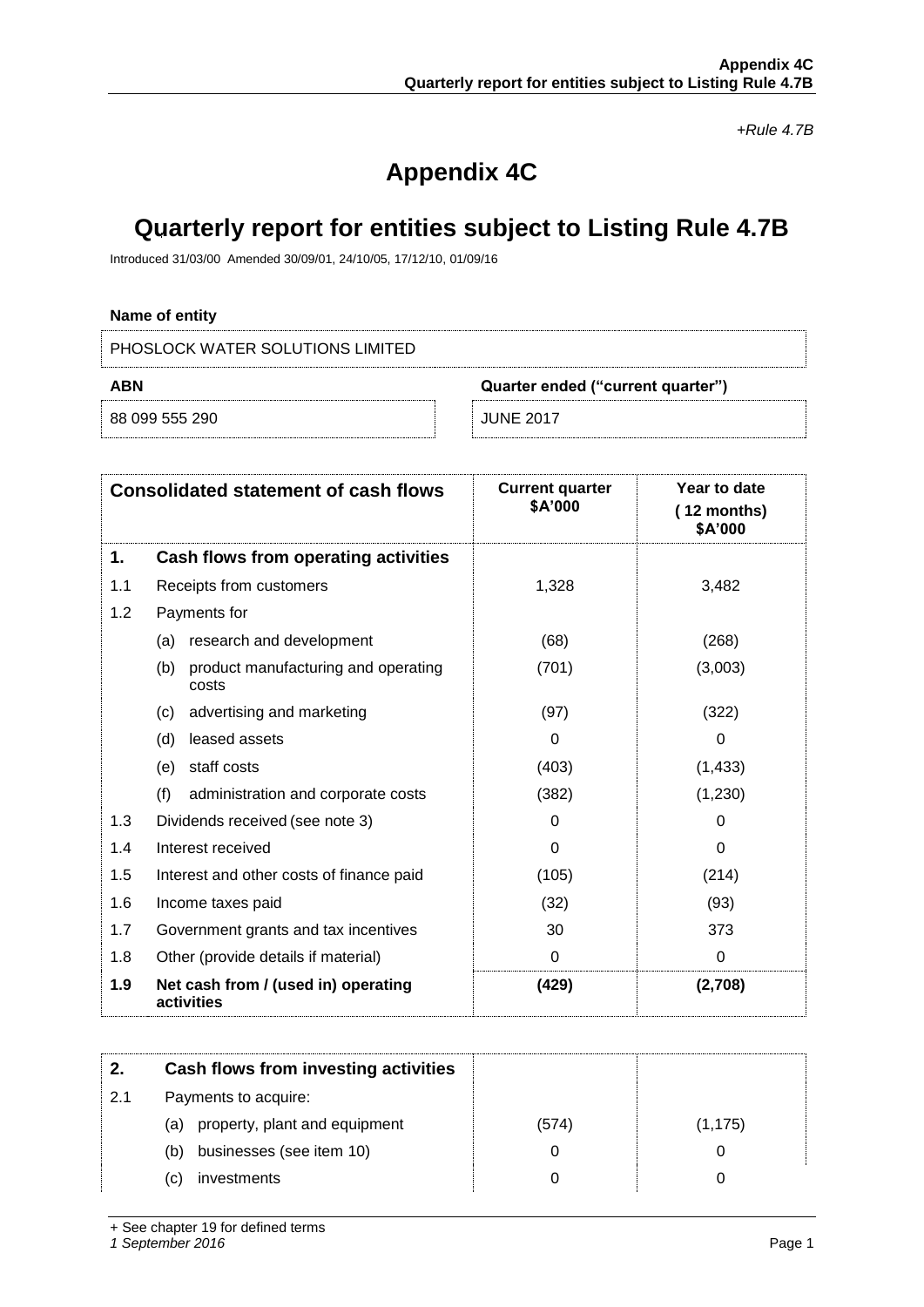*+Rule 4.7B*

# Appendix 4C

# Quarterly report for entities subject to Listing Rule 4.7B

Introduced 31/03/00 Amended 30/09/01, 24/10/05, 17/12/10, 01/09/16

**Name of entity**

PHOSLOCK WATER SOLUTIONS LIMITED

| ABN | Quarter ended ("current quarter") |
|---|---|
| 88 099 555 290 | JUNE 2017 |

| | Consolidated statement of cash flows | Current quarter $A'000 | Year to date (12 months) $A'000 |
|---|---|---|---|
| **1.** | **Cash flows from operating activities** | | |
| 1.1 | Receipts from customers | 1,328 | 3,482 |
| 1.2 | Payments for | | |
| | (a) research and development | (68) | (268) |
| | (b) product manufacturing and operating costs | (701) | (3,003) |
| | (c) advertising and marketing | (97) | (322) |
| | (d) leased assets | 0 | 0 |
| | (e) staff costs | (403) | (1,433) |
| | (f) administration and corporate costs | (382) | (1,230) |
| 1.3 | Dividends received (see note 3) | 0 | 0 |
| 1.4 | Interest received | 0 | 0 |
| 1.5 | Interest and other costs of finance paid | (105) | (214) |
| 1.6 | Income taxes paid | (32) | (93) |
| 1.7 | Government grants and tax incentives | 30 | 373 |
| 1.8 | Other (provide details if material) | 0 | 0 |
| **1.9** | **Net cash from / (used in) operating activities** | **(429)** | **(2,708)** |

| | | | |
|---|---|---|---|
| **2.** | **Cash flows from investing activities** | | |
| 2.1 | Payments to acquire: | | |
| | (a) property, plant and equipment | (574) | (1,175) |
| | (b) businesses (see item 10) | 0 | 0 |
| | (c) investments | 0 | 0 |

+ See chapter 19 for defined terms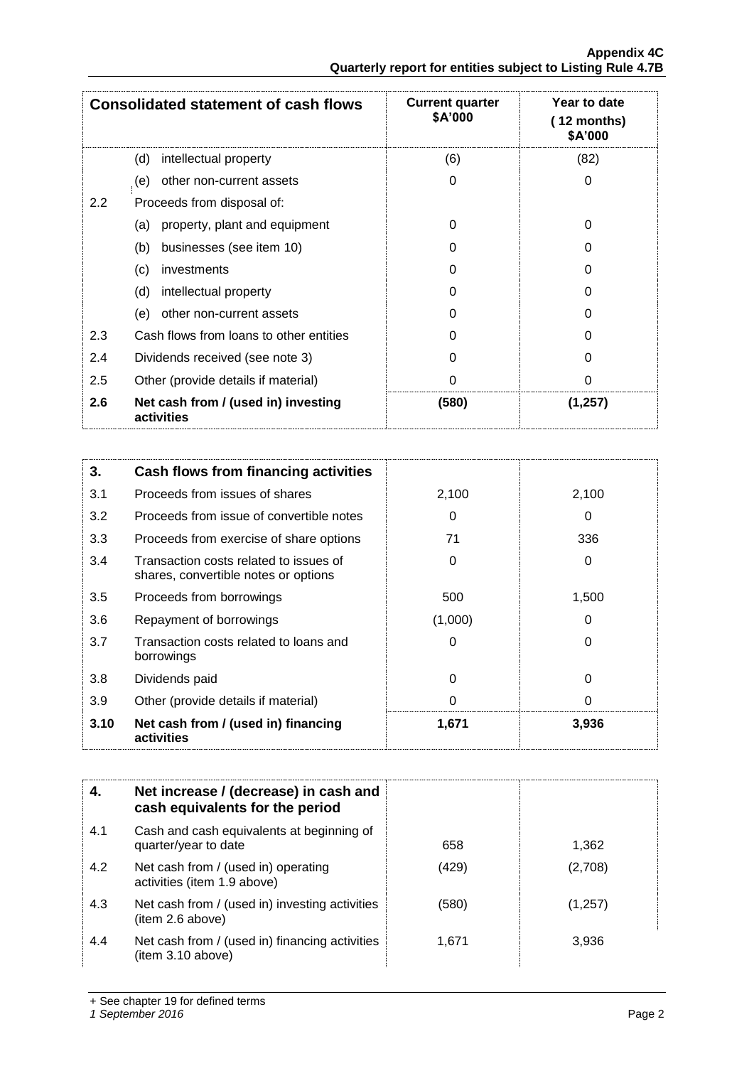| Consolidated statement of cash flows | | Current quarter $A'000 | Year to date (12 months) $A'000 |
|---|---|---|---|
| | (d) intellectual property | (6) | (82) |
| | (e) other non-current assets | 0 | 0 |
| 2.2 | Proceeds from disposal of: | | |
| | (a) property, plant and equipment | 0 | 0 |
| | (b) businesses (see item 10) | 0 | 0 |
| | (c) investments | 0 | 0 |
| | (d) intellectual property | 0 | 0 |
| | (e) other non-current assets | 0 | 0 |
| 2.3 | Cash flows from loans to other entities | 0 | 0 |
| 2.4 | Dividends received (see note 3) | 0 | 0 |
| 2.5 | Other (provide details if material) | 0 | 0 |
| **2.6** | **Net cash from / (used in) investing activities** | **(580)** | **(1,257)** |

| **3.** | **Cash flows from financing activities** | | |
|---|---|---|---|
| 3.1 | Proceeds from issues of shares | 2,100 | 2,100 |
| 3.2 | Proceeds from issue of convertible notes | 0 | 0 |
| 3.3 | Proceeds from exercise of share options | 71 | 336 |
| 3.4 | Transaction costs related to issues of shares, convertible notes or options | 0 | 0 |
| 3.5 | Proceeds from borrowings | 500 | 1,500 |
| 3.6 | Repayment of borrowings | (1,000) | 0 |
| 3.7 | Transaction costs related to loans and borrowings | 0 | 0 |
| 3.8 | Dividends paid | 0 | 0 |
| 3.9 | Other (provide details if material) | 0 | 0 |
| **3.10** | **Net cash from / (used in) financing activities** | **1,671** | **3,936** |

| **4.** | **Net increase / (decrease) in cash and cash equivalents for the period** | | |
|---|---|---|---|
| 4.1 | Cash and cash equivalents at beginning of quarter/year to date | 658 | 1,362 |
| 4.2 | Net cash from / (used in) operating activities (item 1.9 above) | (429) | (2,708) |
| 4.3 | Net cash from / (used in) investing activities (item 2.6 above) | (580) | (1,257) |
| 4.4 | Net cash from / (used in) financing activities (item 3.10 above) | 1,671 | 3,936 |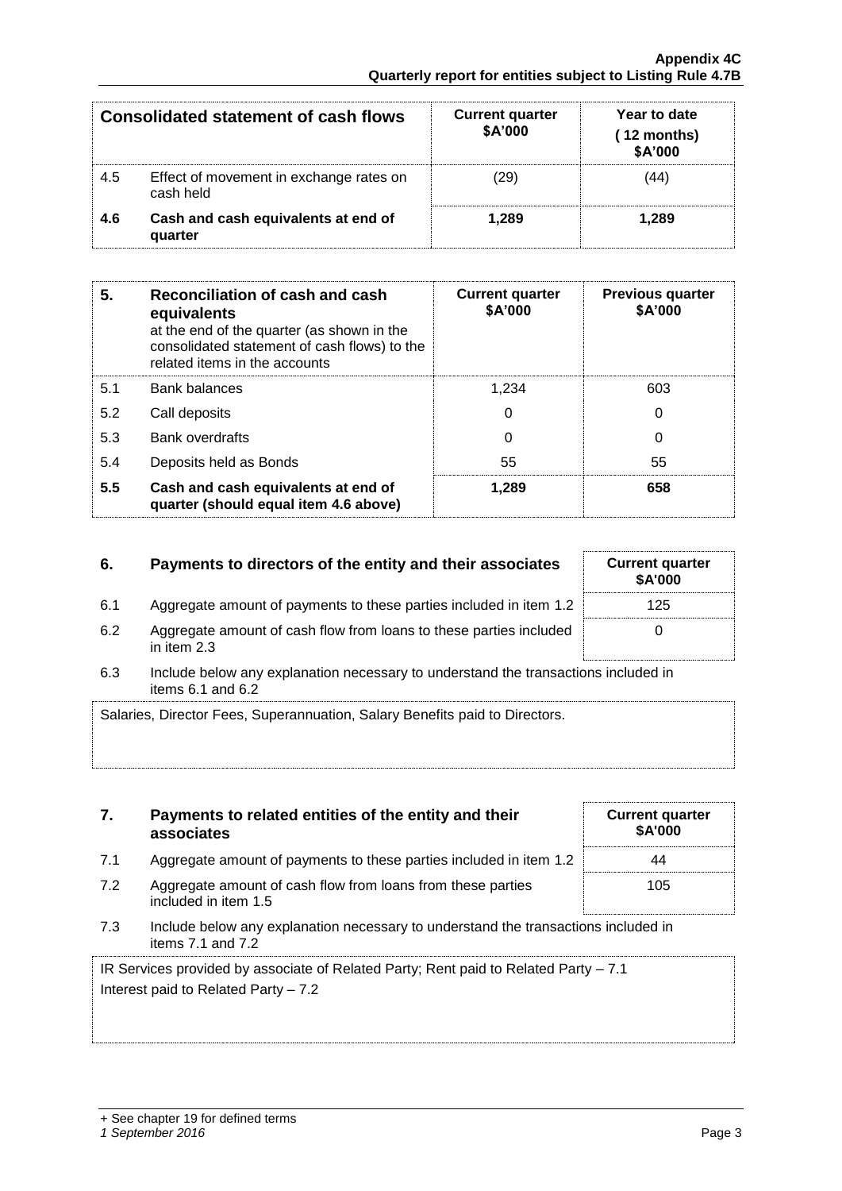| Consolidated statement of cash flows | | Current quarter $A'000 | Year to date (12 months) $A'000 |
|---|---|---|---|
| 4.5 | Effect of movement in exchange rates on cash held | (29) | (44) |
| **4.6** | **Cash and cash equivalents at end of quarter** | **1,289** | **1,289** |

| 5. | Reconciliation of cash and cash equivalents at the end of the quarter (as shown in the consolidated statement of cash flows) to the related items in the accounts | Current quarter $A'000 | Previous quarter $A'000 |
|---|---|---|---|
| 5.1 | Bank balances | 1,234 | 603 |
| 5.2 | Call deposits | 0 | 0 |
| 5.3 | Bank overdrafts | 0 | 0 |
| 5.4 | Deposits held as Bonds | 55 | 55 |
| **5.5** | **Cash and cash equivalents at end of quarter (should equal item 4.6 above)** | **1,289** | **658** |

| 6. | Payments to directors of the entity and their associates | Current quarter $A'000 |
|---|---|---|
| 6.1 | Aggregate amount of payments to these parties included in item 1.2 | 125 |
| 6.2 | Aggregate amount of cash flow from loans to these parties included in item 2.3 | 0 |

6.3 Include below any explanation necessary to understand the transactions included in items 6.1 and 6.2

Salaries, Director Fees, Superannuation, Salary Benefits paid to Directors.

| 7. | Payments to related entities of the entity and their associates | Current quarter $A'000 |
|---|---|---|
| 7.1 | Aggregate amount of payments to these parties included in item 1.2 | 44 |
| 7.2 | Aggregate amount of cash flow from loans from these parties included in item 1.5 | 105 |

7.3 Include below any explanation necessary to understand the transactions included in items 7.1 and 7.2

IR Services provided by associate of Related Party; Rent paid to Related Party – 7.1
Interest paid to Related Party – 7.2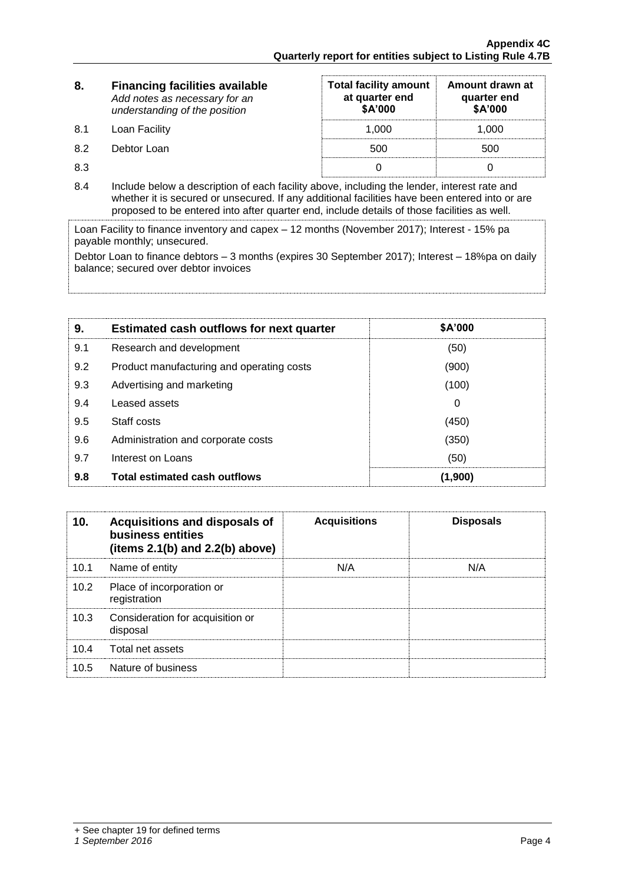| 8. | Financing facilities available<br>*Add notes as necessary for an understanding of the position* | Total facility amount at quarter end<br>$A'000 | Amount drawn at quarter end<br>$A'000 |
|---|---|---|---|
| 8.1 | Loan Facility | 1,000 | 1,000 |
| 8.2 | Debtor Loan | 500 | 500 |
| 8.3 | | 0 | 0 |

8.4 Include below a description of each facility above, including the lender, interest rate and whether it is secured or unsecured. If any additional facilities have been entered into or are proposed to be entered into after quarter end, include details of those facilities as well.

Loan Facility to finance inventory and capex – 12 months (November 2017); Interest - 15% pa payable monthly; unsecured.

Debtor Loan to finance debtors – 3 months (expires 30 September 2017); Interest – 18%pa on daily balance; secured over debtor invoices

| 9. | Estimated cash outflows for next quarter | $A'000 |
|---|---|---|
| 9.1 | Research and development | (50) |
| 9.2 | Product manufacturing and operating costs | (900) |
| 9.3 | Advertising and marketing | (100) |
| 9.4 | Leased assets | 0 |
| 9.5 | Staff costs | (450) |
| 9.6 | Administration and corporate costs | (350) |
| 9.7 | Interest on Loans | (50) |
| **9.8** | **Total estimated cash outflows** | **(1,900)** |

| 10. | Acquisitions and disposals of business entities (items 2.1(b) and 2.2(b) above) | Acquisitions | Disposals |
|---|---|---|---|
| 10.1 | Name of entity | N/A | N/A |
| 10.2 | Place of incorporation or registration | | |
| 10.3 | Consideration for acquisition or disposal | | |
| 10.4 | Total net assets | | |
| 10.5 | Nature of business | | |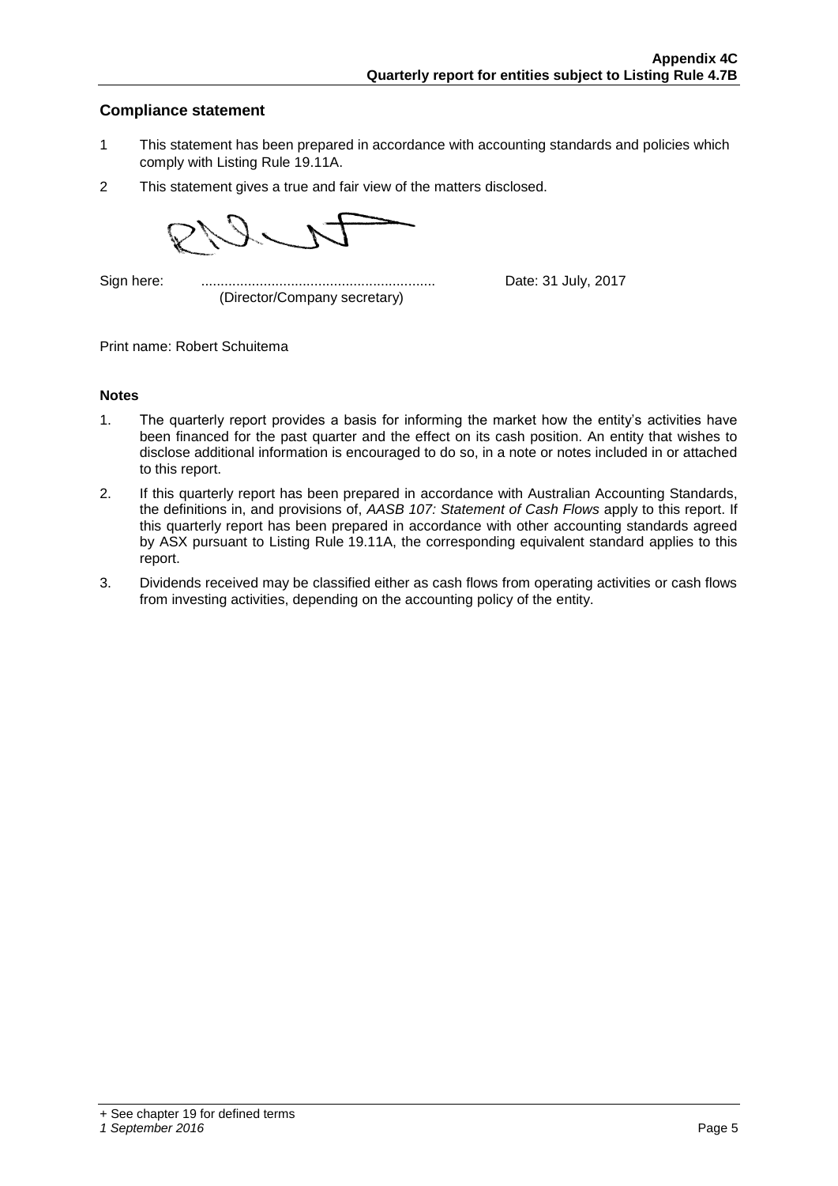## Compliance statement

1. This statement has been prepared in accordance with accounting standards and policies which comply with Listing Rule 19.11A.
2. This statement gives a true and fair view of the matters disclosed.

Sign here: ............................................................ Date: 31 July, 2017
(Director/Company secretary)

Print name: Robert Schuitema

### Notes

1. The quarterly report provides a basis for informing the market how the entity's activities have been financed for the past quarter and the effect on its cash position. An entity that wishes to disclose additional information is encouraged to do so, in a note or notes included in or attached to this report.
2. If this quarterly report has been prepared in accordance with Australian Accounting Standards, the definitions in, and provisions of, *AASB 107: Statement of Cash Flows* apply to this report. If this quarterly report has been prepared in accordance with other accounting standards agreed by ASX pursuant to Listing Rule 19.11A, the corresponding equivalent standard applies to this report.
3. Dividends received may be classified either as cash flows from operating activities or cash flows from investing activities, depending on the accounting policy of the entity.